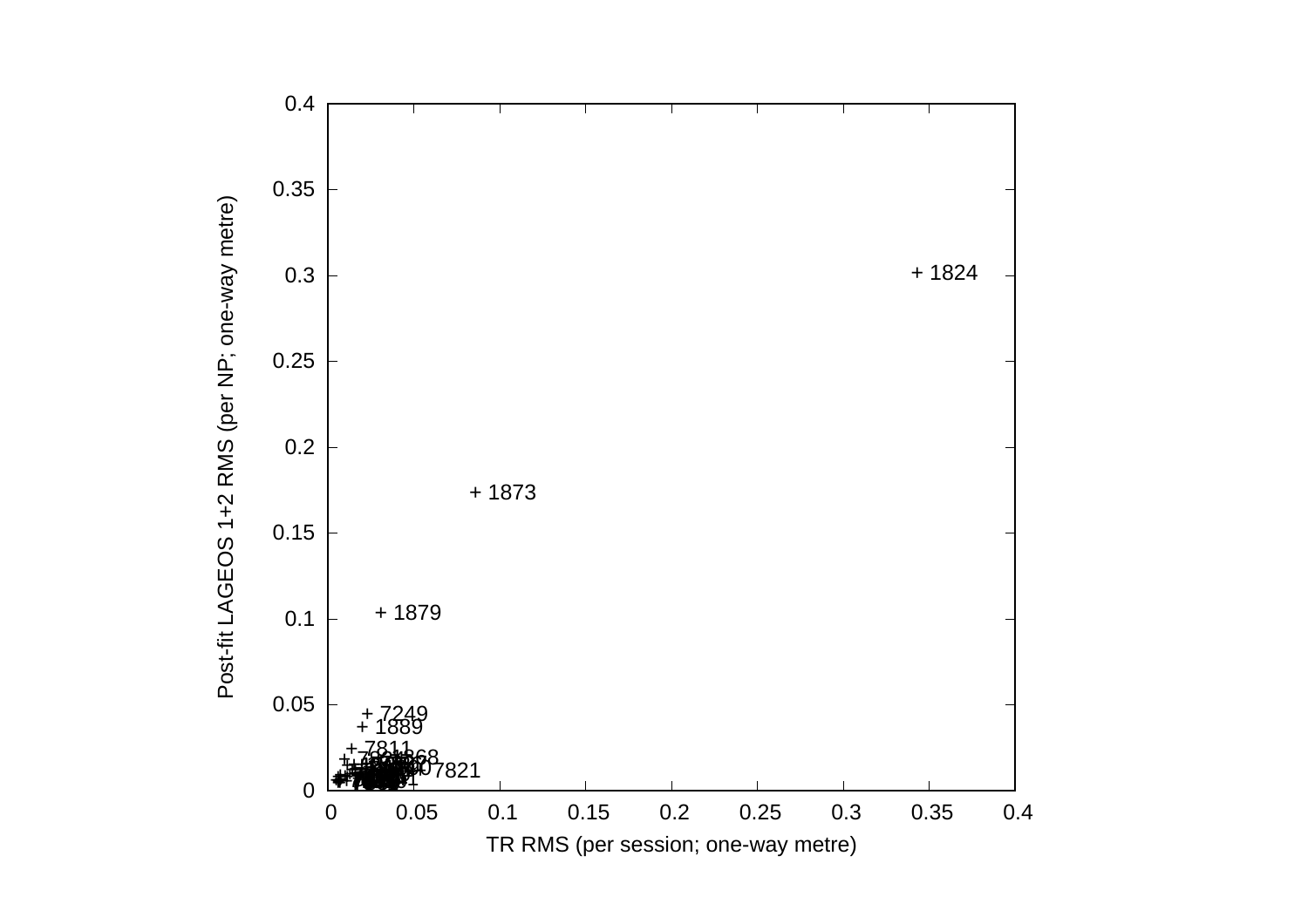+ 1824

+ 1873

+ 1879

+ 7249

+ 1889

+ 7811

7821

Post-fit LAGEOS 1+2 RMS (per NP; one-way metre)

TR RMS (per session; one-way metre)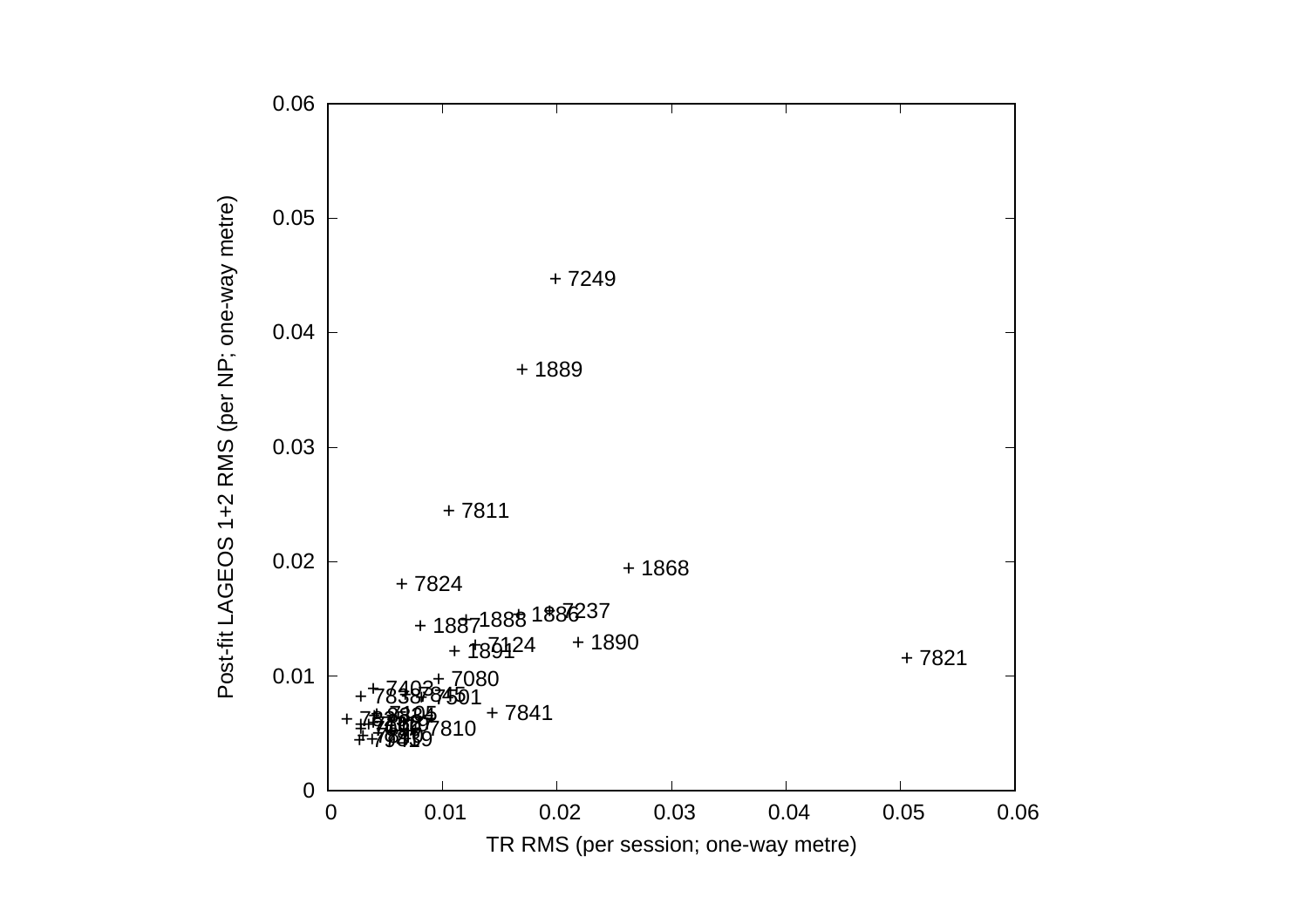Post-fit LAGEOS 1+2 RMS (per NP; one-way metre)

TR RMS (per session; one-way metre)

| Station | Approx. TR RMS (m) | Approx. post-fit RMS (m) |
|---|---|---|
| 7249 | 0.020 | 0.045 |
| 1889 | 0.017 | 0.037 |
| 7811 | 0.010 | 0.024 |
| 1868 | 0.026 | 0.019 |
| 7824 | 0.006 | 0.018 |
| 7237 | 0.019 | 0.015 |
| 1886 | 0.017 | 0.015 |
| 1888 | 0.012 | 0.015 |
| 1887 | 0.008 | 0.014 |
| 1890 | 0.022 | 0.013 |
| 7124 | 0.013 | 0.013 |
| 1891 | 0.011 | 0.012 |
| 7821 | 0.050 | 0.012 |
| 7080 | 0.010 | 0.010 |
| 7841 | 0.014 | 0.007 |
| 7810 | 0.008 | 0.005 |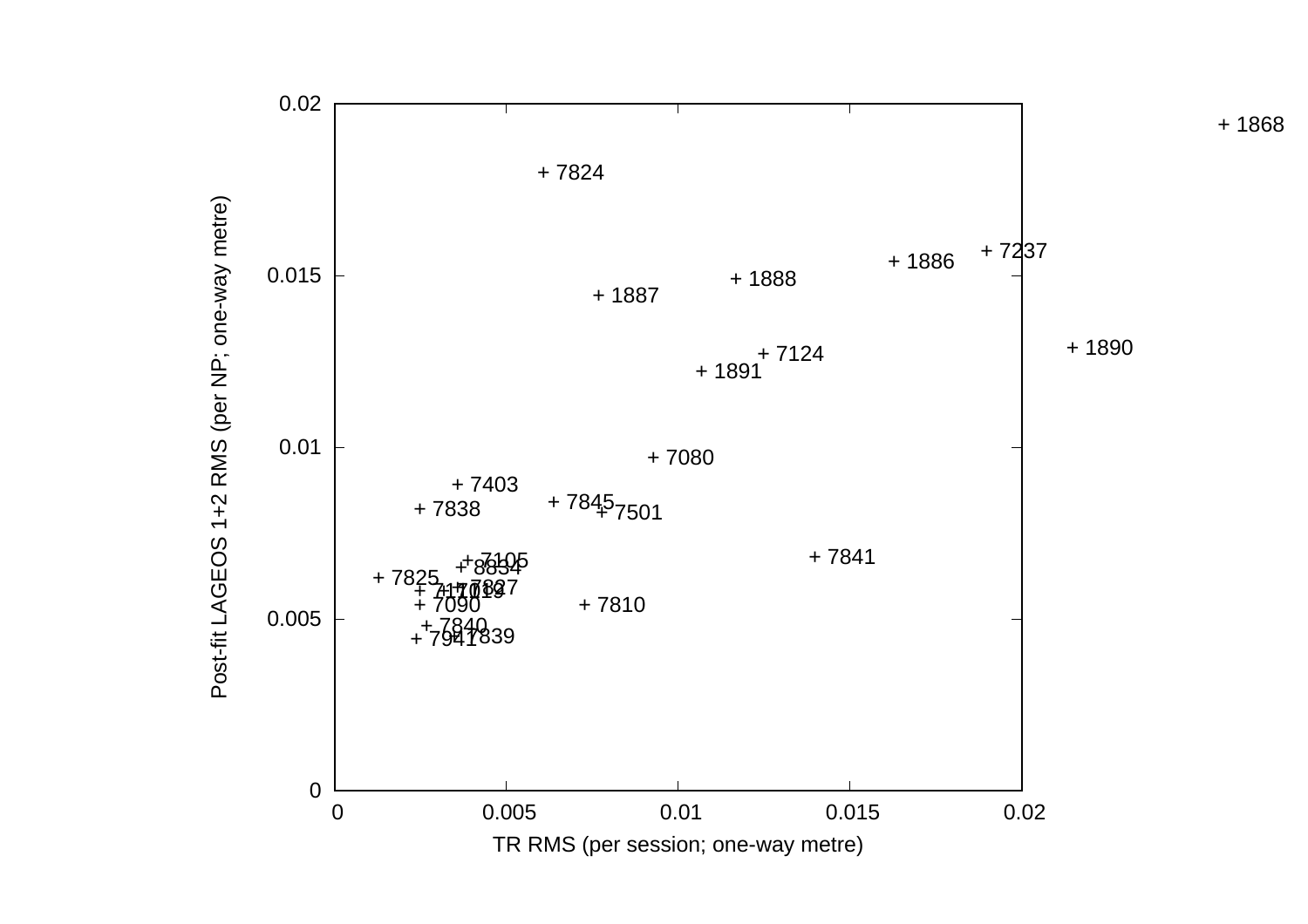0.02
0.015
0.01
0.005
0

Post-fit LAGEOS 1+2 RMS (per NP; one-way metre)

0
0.005
0.01
0.015
0.02

TR RMS (per session; one-way metre)

+ 1868
+ 7824
+ 7237
+ 1886
+ 1888
+ 1887
+ 1890
+ 7124
+ 1891
+ 7080
+ 7403
+ 7838
+ 7845
+ 7501
+ 7841
+ 7105
+ 8834
+ 7825
+ 7827
+ 7119
+ 7090
+ 7810
+ 7840
+ 7839
+ 7941